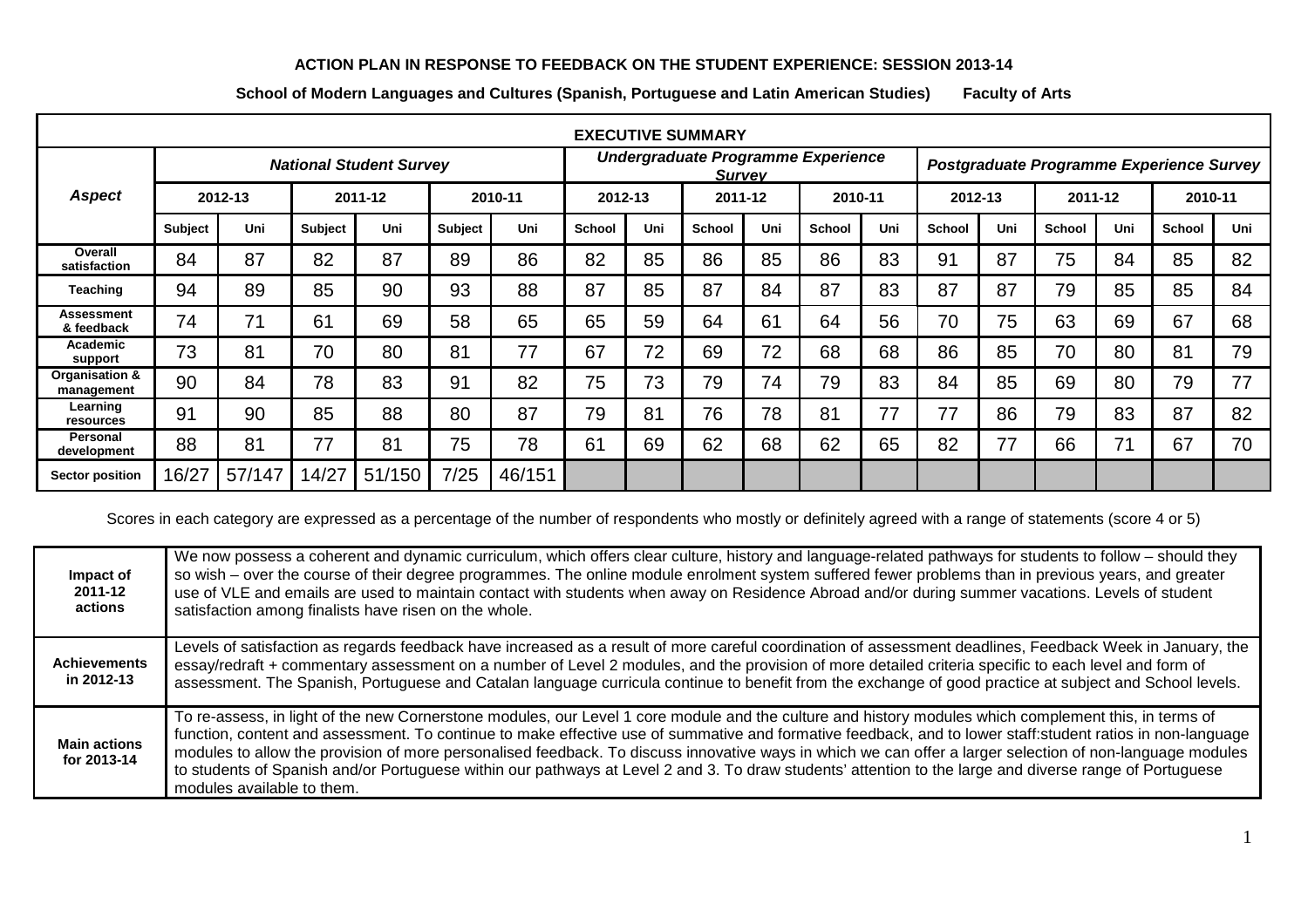# ACTION PLAN IN RESPONSE TO FEEDBACK ON THE STUDENT EXPERIENCE: SESSION 2013-14

**School of Modern Languages and Cultures (Spanish, Portuguese and Latin American Studies)    Faculty of Arts**

| EXECUTIVE SUMMARY | | | | | | | | | | | | | | | | | | |
|---|---|---|---|---|---|---|---|---|---|---|---|---|---|---|---|---|---|---|
| ***Aspect*** | ***National Student Survey*** | | | | | | ***Undergraduate Programme Experience Survey*** | | | | | | ***Postgraduate Programme Experience Survey*** | | | | | |
| | **2012-13** | | **2011-12** | | **2010-11** | | **2012-13** | | **2011-12** | | **2010-11** | | **2012-13** | | **2011-12** | | **2010-11** | |
| | **Subject** | **Uni** | **Subject** | **Uni** | **Subject** | **Uni** | **School** | **Uni** | **School** | **Uni** | **School** | **Uni** | **School** | **Uni** | **School** | **Uni** | **School** | **Uni** |
| **Overall satisfaction** | 84 | 87 | 82 | 87 | 89 | 86 | 82 | 85 | 86 | 85 | 86 | 83 | 91 | 87 | 75 | 84 | 85 | 82 |
| **Teaching** | 94 | 89 | 85 | 90 | 93 | 88 | 87 | 85 | 87 | 84 | 87 | 83 | 87 | 87 | 79 | 85 | 85 | 84 |
| **Assessment & feedback** | 74 | 71 | 61 | 69 | 58 | 65 | 65 | 59 | 64 | 61 | 64 | 56 | 70 | 75 | 63 | 69 | 67 | 68 |
| **Academic support** | 73 | 81 | 70 | 80 | 81 | 77 | 67 | 72 | 69 | 72 | 68 | 68 | 86 | 85 | 70 | 80 | 81 | 79 |
| **Organisation & management** | 90 | 84 | 78 | 83 | 91 | 82 | 75 | 73 | 79 | 74 | 79 | 83 | 84 | 85 | 69 | 80 | 79 | 77 |
| **Learning resources** | 91 | 90 | 85 | 88 | 80 | 87 | 79 | 81 | 76 | 78 | 81 | 77 | 77 | 86 | 79 | 83 | 87 | 82 |
| **Personal development** | 88 | 81 | 77 | 81 | 75 | 78 | 61 | 69 | 62 | 68 | 62 | 65 | 82 | 77 | 66 | 71 | 67 | 70 |
| **Sector position** | 16/27 | 57/147 | 14/27 | 51/150 | 7/25 | 46/151 | | | | | | | | | | | | |

Scores in each category are expressed as a percentage of the number of respondents who mostly or definitely agreed with a range of statements (score 4 or 5)

| | |
|---|---|
| **Impact of 2011-12 actions** | We now possess a coherent and dynamic curriculum, which offers clear culture, history and language-related pathways for students to follow – should they so wish – over the course of their degree programmes. The online module enrolment system suffered fewer problems than in previous years, and greater use of VLE and emails are used to maintain contact with students when away on Residence Abroad and/or during summer vacations. Levels of student satisfaction among finalists have risen on the whole. |
| **Achievements in 2012-13** | Levels of satisfaction as regards feedback have increased as a result of more careful coordination of assessment deadlines, Feedback Week in January, the essay/redraft + commentary assessment on a number of Level 2 modules, and the provision of more detailed criteria specific to each level and form of assessment. The Spanish, Portuguese and Catalan language curricula continue to benefit from the exchange of good practice at subject and School levels. |
| **Main actions for 2013-14** | To re-assess, in light of the new Cornerstone modules, our Level 1 core module and the culture and history modules which complement this, in terms of function, content and assessment. To continue to make effective use of summative and formative feedback, and to lower staff:student ratios in non-language modules to allow the provision of more personalised feedback. To discuss innovative ways in which we can offer a larger selection of non-language modules to students of Spanish and/or Portuguese within our pathways at Level 2 and 3. To draw students' attention to the large and diverse range of Portuguese modules available to them. |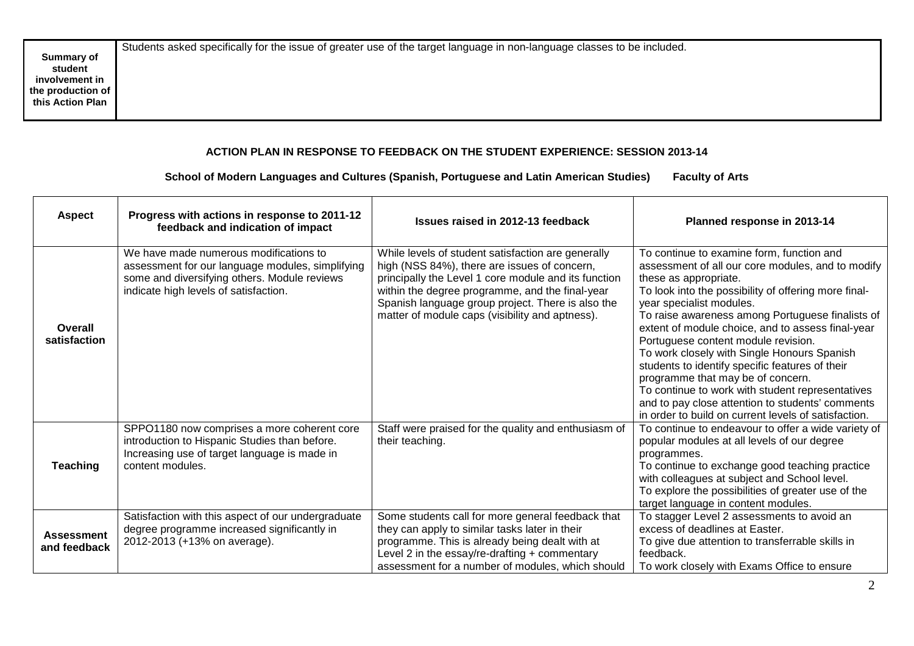| Summary of student involvement in the production of this Action Plan | Students asked specifically for the issue of greater use of the target language in non-language classes to be included. |
|---|---|

**ACTION PLAN IN RESPONSE TO FEEDBACK ON THE STUDENT EXPERIENCE: SESSION 2013-14**

**School of Modern Languages and Cultures (Spanish, Portuguese and Latin American Studies) Faculty of Arts**

| Aspect | Progress with actions in response to 2011-12 feedback and indication of impact | Issues raised in 2012-13 feedback | Planned response in 2013-14 |
|---|---|---|---|
| **Overall satisfaction** | We have made numerous modifications to assessment for our language modules, simplifying some and diversifying others. Module reviews indicate high levels of satisfaction. | While levels of student satisfaction are generally high (NSS 84%), there are issues of concern, principally the Level 1 core module and its function within the degree programme, and the final-year Spanish language group project. There is also the matter of module caps (visibility and aptness). | To continue to examine form, function and assessment of all our core modules, and to modify these as appropriate.<br>To look into the possibility of offering more final-year specialist modules.<br>To raise awareness among Portuguese finalists of extent of module choice, and to assess final-year Portuguese content module revision.<br>To work closely with Single Honours Spanish students to identify specific features of their programme that may be of concern.<br>To continue to work with student representatives and to pay close attention to students' comments in order to build on current levels of satisfaction. |
| **Teaching** | SPPO1180 now comprises a more coherent core introduction to Hispanic Studies than before. Increasing use of target language is made in content modules. | Staff were praised for the quality and enthusiasm of their teaching. | To continue to endeavour to offer a wide variety of popular modules at all levels of our degree programmes.<br>To continue to exchange good teaching practice with colleagues at subject and School level.<br>To explore the possibilities of greater use of the target language in content modules. |
| **Assessment and feedback** | Satisfaction with this aspect of our undergraduate degree programme increased significantly in 2012-2013 (+13% on average). | Some students call for more general feedback that they can apply to similar tasks later in their programme. This is already being dealt with at Level 2 in the essay/re-drafting + commentary assessment for a number of modules, which should | To stagger Level 2 assessments to avoid an excess of deadlines at Easter.<br>To give due attention to transferrable skills in feedback.<br>To work closely with Exams Office to ensure |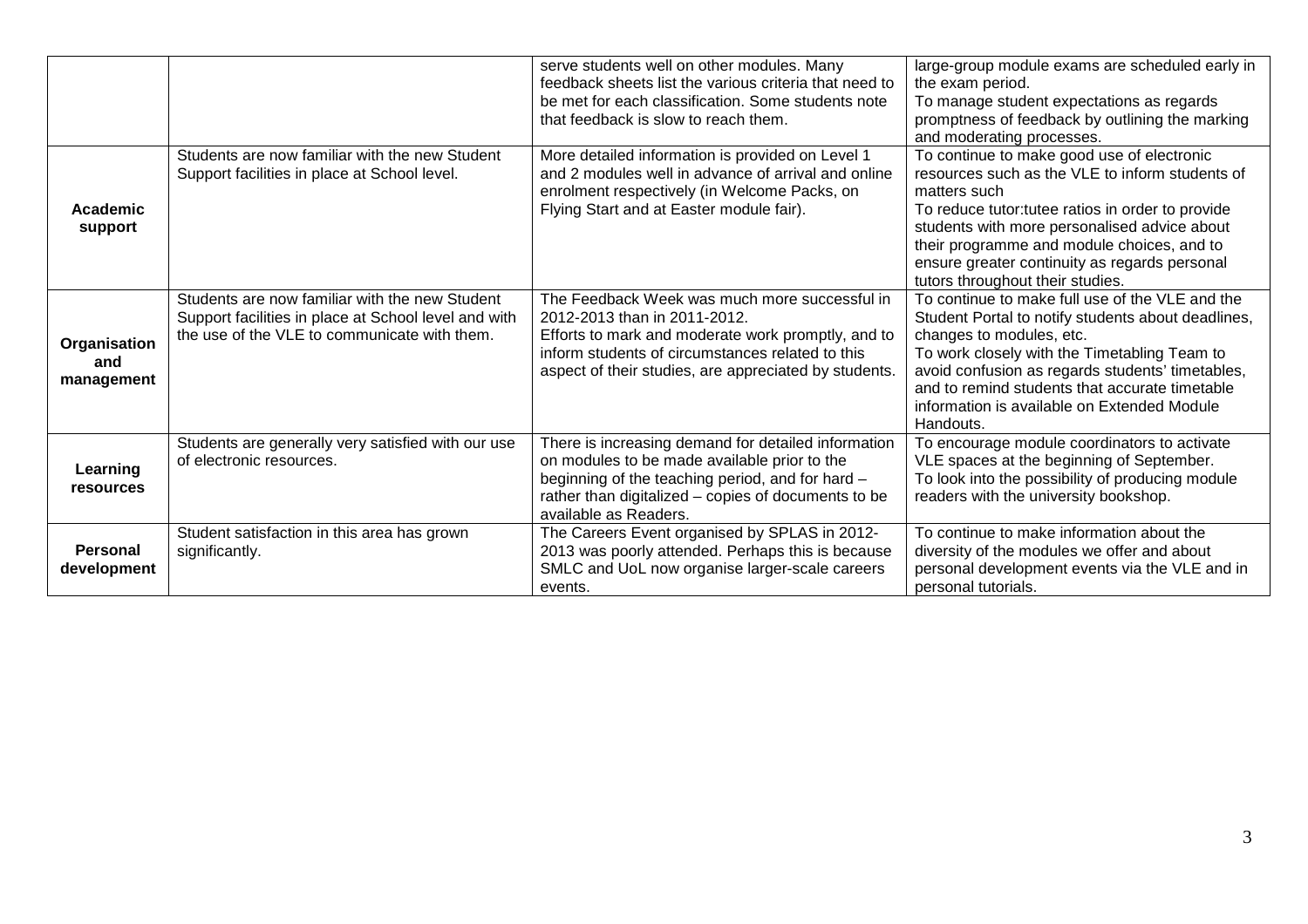| | | | |
|---|---|---|---|
| | | serve students well on other modules. Many feedback sheets list the various criteria that need to be met for each classification. Some students note that feedback is slow to reach them. | large-group module exams are scheduled early in the exam period. To manage student expectations as regards promptness of feedback by outlining the marking and moderating processes. |
| **Academic support** | Students are now familiar with the new Student Support facilities in place at School level. | More detailed information is provided on Level 1 and 2 modules well in advance of arrival and online enrolment respectively (in Welcome Packs, on Flying Start and at Easter module fair). | To continue to make good use of electronic resources such as the VLE to inform students of matters such To reduce tutor:tutee ratios in order to provide students with more personalised advice about their programme and module choices, and to ensure greater continuity as regards personal tutors throughout their studies. |
| **Organisation and management** | Students are now familiar with the new Student Support facilities in place at School level and with the use of the VLE to communicate with them. | The Feedback Week was much more successful in 2012-2013 than in 2011-2012. Efforts to mark and moderate work promptly, and to inform students of circumstances related to this aspect of their studies, are appreciated by students. | To continue to make full use of the VLE and the Student Portal to notify students about deadlines, changes to modules, etc. To work closely with the Timetabling Team to avoid confusion as regards students' timetables, and to remind students that accurate timetable information is available on Extended Module Handouts. |
| **Learning resources** | Students are generally very satisfied with our use of electronic resources. | There is increasing demand for detailed information on modules to be made available prior to the beginning of the teaching period, and for hard – rather than digitalized – copies of documents to be available as Readers. | To encourage module coordinators to activate VLE spaces at the beginning of September. To look into the possibility of producing module readers with the university bookshop. |
| **Personal development** | Student satisfaction in this area has grown significantly. | The Careers Event organised by SPLAS in 2012-2013 was poorly attended. Perhaps this is because SMLC and UoL now organise larger-scale careers events. | To continue to make information about the diversity of the modules we offer and about personal development events via the VLE and in personal tutorials. |